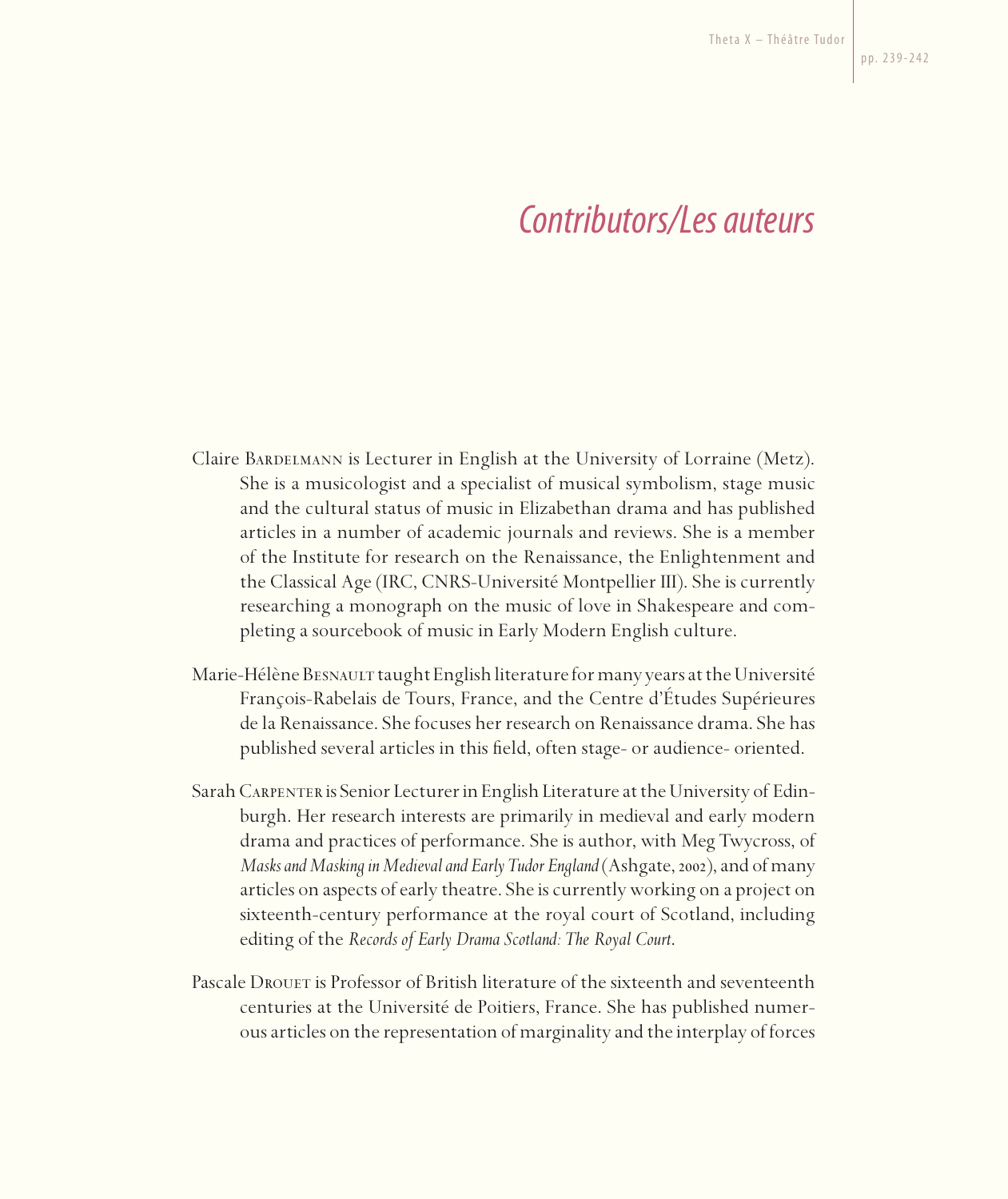# *Contributors/Les auteurs*

Claire Bardelmann is Lecturer in English at the University of Lorraine (Metz). She is a musicologist and a specialist of musical symbolism, stage music and the cultural status of music in Elizabethan drama and has published articles in a number of academic journals and reviews. She is a member of the Institute for research on the Renaissance, the Enlightenment and the Classical Age (IRC, CNRS-Université Montpellier III). She is currently researching a monograph on the music of love in Shakespeare and completing a sourcebook of music in Early Modern English culture.

Marie-Hélène Besnault taught English literature for many years at the Université François-Rabelais de Tours, France, and the Centre d'Études Supérieures de la Renaissance. She focuses her research on Renaissance drama. She has published several articles in this field, often stage- or audience- oriented.

Sarah Carpenter is Senior Lecturer in English Literature at the University of Edinburgh. Her research interests are primarily in medieval and early modern drama and practices of performance. She is author, with Meg Twycross, of *Masks and Masking in Medieval and Early Tudor England* (Ashgate, 2002), and of many articles on aspects of early theatre. She is currently working on a project on sixteenth-century performance at the royal court of Scotland, including editing of the *Records of Early Drama Scotland: The Royal Court*.

Pascale Drouet is Professor of British literature of the sixteenth and seventeenth centuries at the Université de Poitiers, France. She has published numerous articles on the representation of marginality and the interplay of forces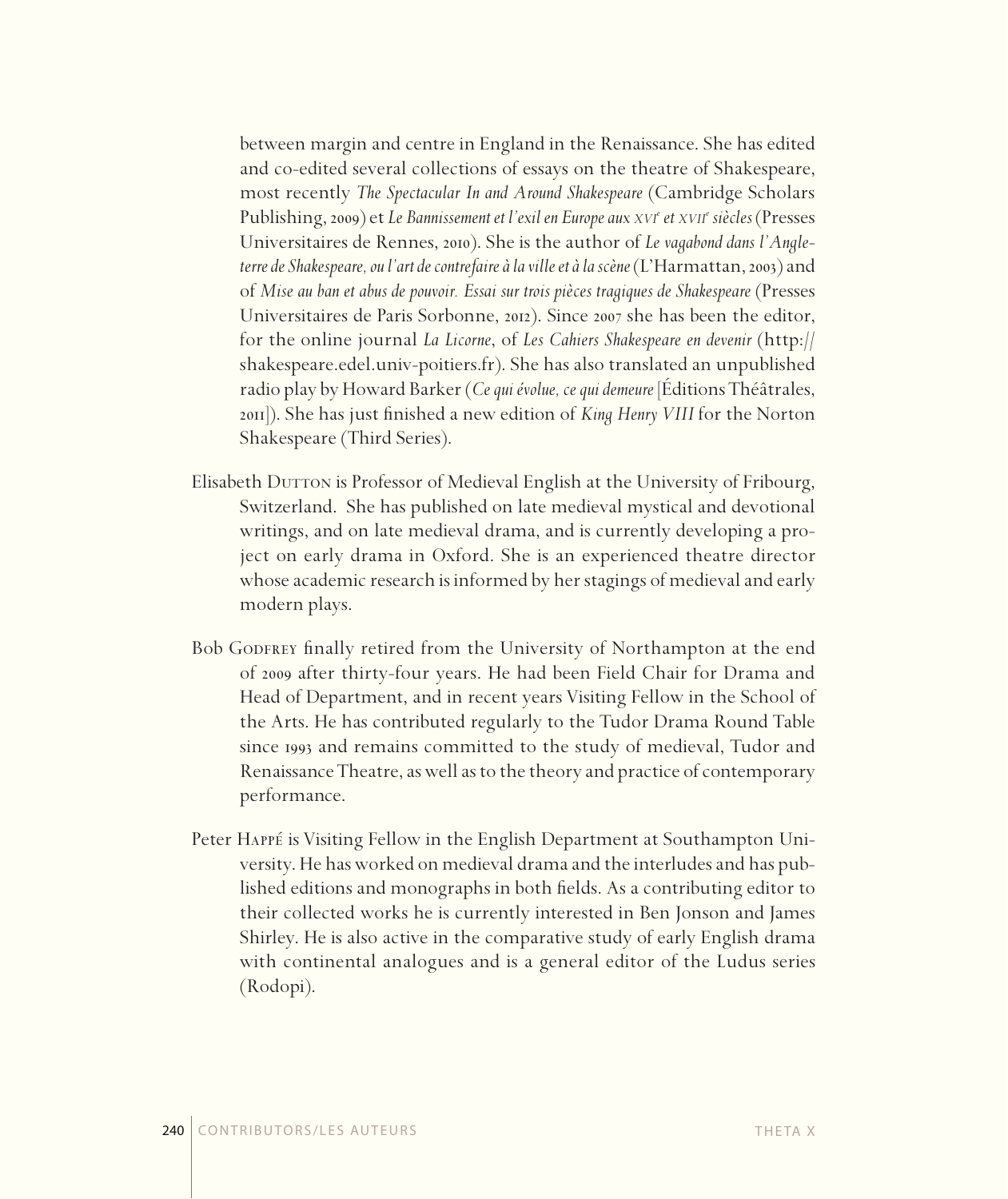between margin and centre in England in the Renaissance. She has edited and co-edited several collections of essays on the theatre of Shakespeare, most recently *The Spectacular In and Around Shakespeare* (Cambridge Scholars Publishing, 2009) et *Le Bannissement et l'exil en Europe aux XVI^e et XVII^e siècles* (Presses Universitaires de Rennes, 2010). She is the author of *Le vagabond dans l'Angleterre de Shakespeare, ou l'art de contrefaire à la ville et à la scène* (L'Harmattan, 2003) and of *Mise au ban et abus de pouvoir. Essai sur trois pièces tragiques de Shakespeare* (Presses Universitaires de Paris Sorbonne, 2012). Since 2007 she has been the editor, for the online journal *La Licorne*, of *Les Cahiers Shakespeare en devenir* (http://shakespeare.edel.univ-poitiers.fr). She has also translated an unpublished radio play by Howard Barker (*Ce qui évolue, ce qui demeure* [Éditions Théâtrales, 2011]). She has just finished a new edition of *King Henry VIII* for the Norton Shakespeare (Third Series).

Elisabeth Dutton is Professor of Medieval English at the University of Fribourg, Switzerland. She has published on late medieval mystical and devotional writings, and on late medieval drama, and is currently developing a project on early drama in Oxford. She is an experienced theatre director whose academic research is informed by her stagings of medieval and early modern plays.

Bob Godfrey finally retired from the University of Northampton at the end of 2009 after thirty-four years. He had been Field Chair for Drama and Head of Department, and in recent years Visiting Fellow in the School of the Arts. He has contributed regularly to the Tudor Drama Round Table since 1993 and remains committed to the study of medieval, Tudor and Renaissance Theatre, as well as to the theory and practice of contemporary performance.

Peter Happé is Visiting Fellow in the English Department at Southampton University. He has worked on medieval drama and the interludes and has published editions and monographs in both fields. As a contributing editor to their collected works he is currently interested in Ben Jonson and James Shirley. He is also active in the comparative study of early English drama with continental analogues and is a general editor of the Ludus series (Rodopi).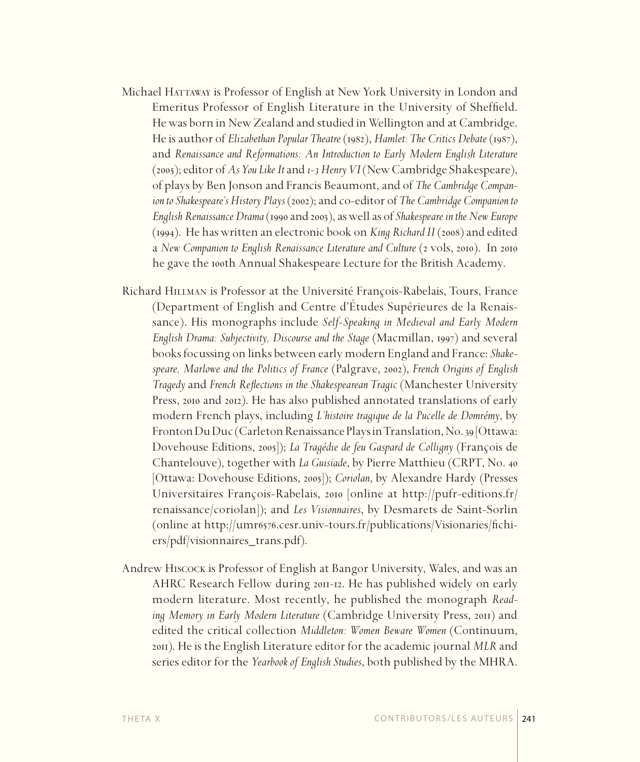Michael Hattaway is Professor of English at New York University in London and Emeritus Professor of English Literature in the University of Sheffield. He was born in New Zealand and studied in Wellington and at Cambridge. He is author of *Elizabethan Popular Theatre* (1982), *Hamlet: The Critics Debate* (1987), and *Renaissance and Reformations: An Introduction to Early Modern English Literature* (2005); editor of *As You Like It* and *1-3 Henry VI* (New Cambridge Shakespeare), of plays by Ben Jonson and Francis Beaumont, and of *The Cambridge Companion to Shakespeare's History Plays* (2002); and co-editor of *The Cambridge Companion to English Renaissance Drama* (1990 and 2003), as well as of *Shakespeare in the New Europe* (1994). He has written an electronic book on *King Richard II* (2008) and edited a *New Companion to English Renaissance Literature and Culture* (2 vols, 2010). In 2010 he gave the 100th Annual Shakespeare Lecture for the British Academy.

Richard Hillman is Professor at the Université François-Rabelais, Tours, France (Department of English and Centre d'Études Supérieures de la Renaissance). His monographs include *Self-Speaking in Medieval and Early Modern English Drama: Subjectivity, Discourse and the Stage* (Macmillan, 1997) and several books focussing on links between early modern England and France: *Shakespeare, Marlowe and the Politics of France* (Palgrave, 2002), *French Origins of English Tragedy* and *French Reflections in the Shakespearean Tragic* (Manchester University Press, 2010 and 2012). He has also published annotated translations of early modern French plays, including *L'histoire tragique de la Pucelle de Domrémy*, by Fronton Du Duc (Carleton Renaissance Plays in Translation, No. 39 [Ottawa: Dovehouse Editions, 2005]); *La Tragédie de feu Gaspard de Colligny* (François de Chantelouve), together with *La Guisiade*, by Pierre Matthieu (CRPT, No. 40 [Ottawa: Dovehouse Editions, 2005]); *Coriolan*, by Alexandre Hardy (Presses Universitaires François-Rabelais, 2010 [online at http://pufr-editions.fr/renaissance/coriolan]); and *Les Visionnaires*, by Desmarets de Saint-Sorlin (online at http://umr6576.cesr.univ-tours.fr/publications/Visionaries/fichiers/pdf/visionnaires_trans.pdf).

Andrew Hiscock is Professor of English at Bangor University, Wales, and was an AHRC Research Fellow during 2011-12. He has published widely on early modern literature. Most recently, he published the monograph *Reading Memory in Early Modern Literature* (Cambridge University Press, 2011) and edited the critical collection *Middleton: Women Beware Women* (Continuum, 2011). He is the English Literature editor for the academic journal *MLR* and series editor for the *Yearbook of English Studies*, both published by the MHRA.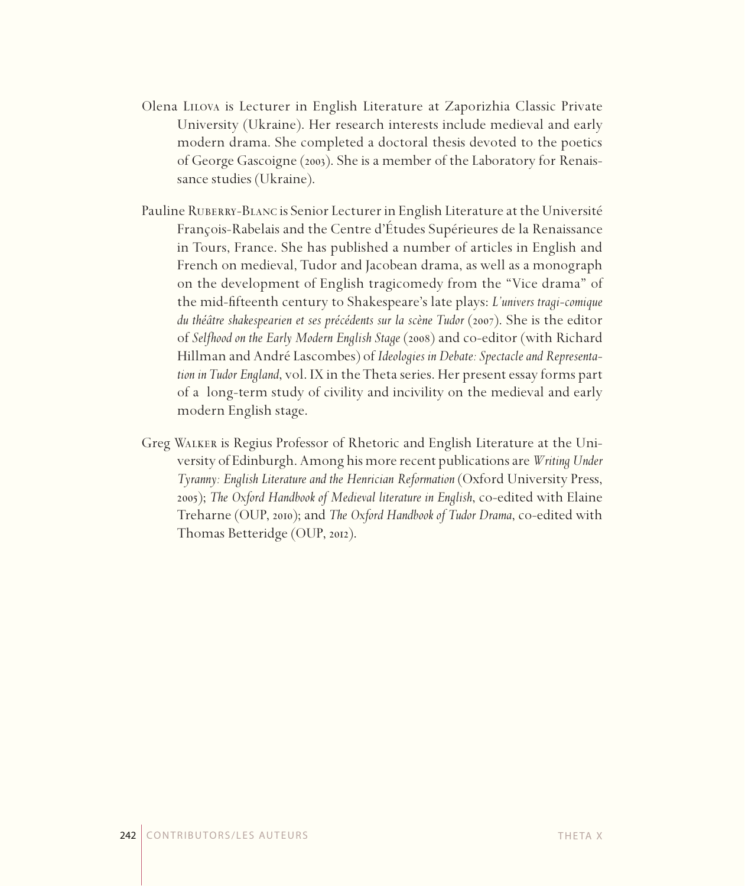Olena Lilova is Lecturer in English Literature at Zaporizhia Classic Private University (Ukraine). Her research interests include medieval and early modern drama. She completed a doctoral thesis devoted to the poetics of George Gascoigne (2003). She is a member of the Laboratory for Renaissance studies (Ukraine).

Pauline Ruberry-Blanc is Senior Lecturer in English Literature at the Université François-Rabelais and the Centre d'Études Supérieures de la Renaissance in Tours, France. She has published a number of articles in English and French on medieval, Tudor and Jacobean drama, as well as a monograph on the development of English tragicomedy from the "Vice drama" of the mid-fifteenth century to Shakespeare's late plays: *L'univers tragi-comique du théâtre shakespearien et ses précédents sur la scène Tudor* (2007). She is the editor of *Selfhood on the Early Modern English Stage* (2008) and co-editor (with Richard Hillman and André Lascombes) of *Ideologies in Debate: Spectacle and Representation in Tudor England*, vol. IX in the Theta series. Her present essay forms part of a long-term study of civility and incivility on the medieval and early modern English stage.

Greg Walker is Regius Professor of Rhetoric and English Literature at the University of Edinburgh. Among his more recent publications are *Writing Under Tyranny: English Literature and the Henrician Reformation* (Oxford University Press, 2005); *The Oxford Handbook of Medieval literature in English*, co-edited with Elaine Treharne (OUP, 2010); and *The Oxford Handbook of Tudor Drama*, co-edited with Thomas Betteridge (OUP, 2012).